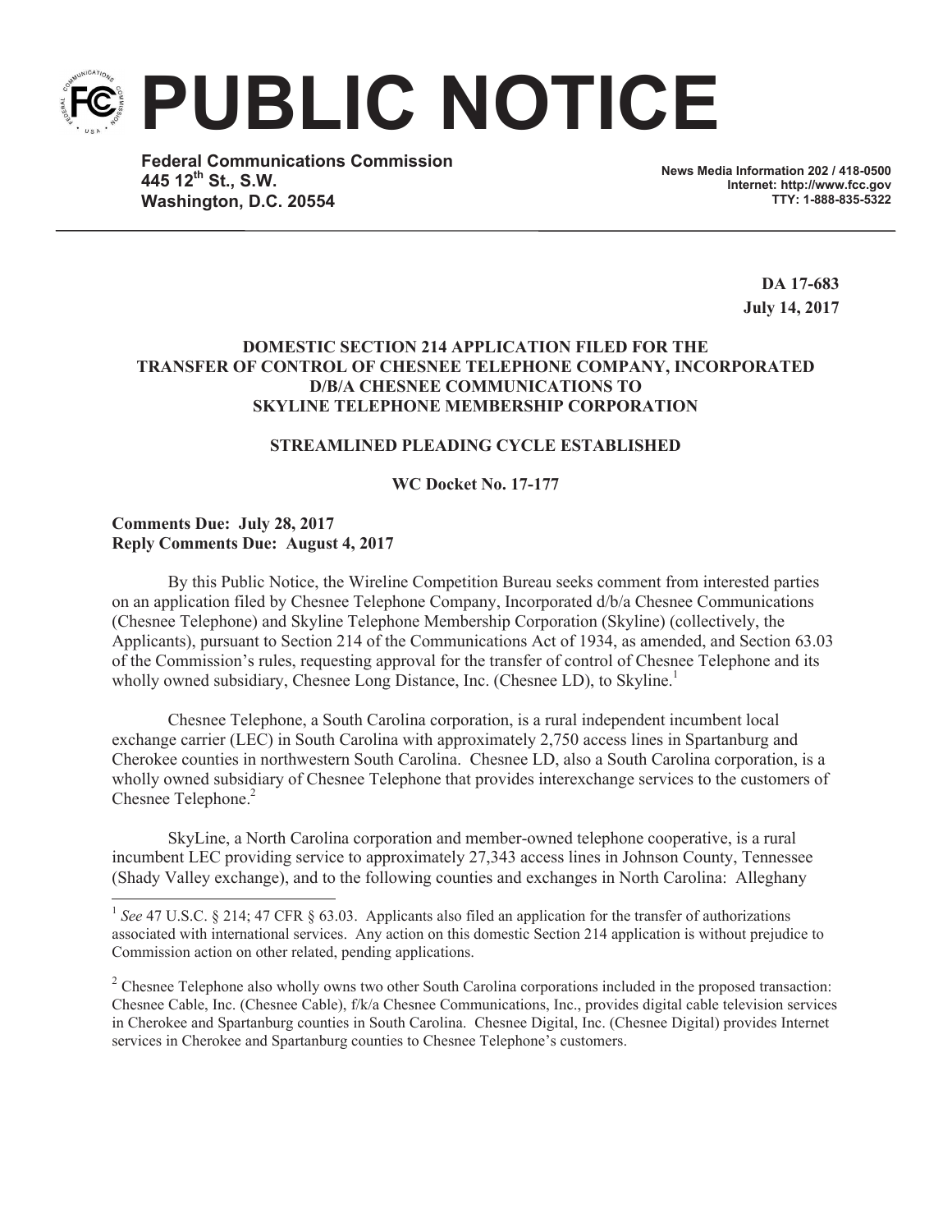# PUBLIC NOTICE

**Federal Communications Commission**
**445 12th St., S.W.**
**Washington, D.C. 20554**

**News Media Information 202 / 418-0500**
**Internet: http://www.fcc.gov**
**TTY: 1-888-835-5322**

**DA 17-683**
**July 14, 2017**

**DOMESTIC SECTION 214 APPLICATION FILED FOR THE TRANSFER OF CONTROL OF CHESNEE TELEPHONE COMPANY, INCORPORATED D/B/A CHESNEE COMMUNICATIONS TO SKYLINE TELEPHONE MEMBERSHIP CORPORATION**

**STREAMLINED PLEADING CYCLE ESTABLISHED**

**WC Docket No. 17-177**

**Comments Due: July 28, 2017**
**Reply Comments Due: August 4, 2017**

By this Public Notice, the Wireline Competition Bureau seeks comment from interested parties on an application filed by Chesnee Telephone Company, Incorporated d/b/a Chesnee Communications (Chesnee Telephone) and Skyline Telephone Membership Corporation (Skyline) (collectively, the Applicants), pursuant to Section 214 of the Communications Act of 1934, as amended, and Section 63.03 of the Commission's rules, requesting approval for the transfer of control of Chesnee Telephone and its wholly owned subsidiary, Chesnee Long Distance, Inc. (Chesnee LD), to Skyline.[1]

Chesnee Telephone, a South Carolina corporation, is a rural independent incumbent local exchange carrier (LEC) in South Carolina with approximately 2,750 access lines in Spartanburg and Cherokee counties in northwestern South Carolina. Chesnee LD, also a South Carolina corporation, is a wholly owned subsidiary of Chesnee Telephone that provides interexchange services to the customers of Chesnee Telephone.[2]

SkyLine, a North Carolina corporation and member-owned telephone cooperative, is a rural incumbent LEC providing service to approximately 27,343 access lines in Johnson County, Tennessee (Shady Valley exchange), and to the following counties and exchanges in North Carolina: Alleghany

---

[1] *See* 47 U.S.C. § 214; 47 CFR § 63.03. Applicants also filed an application for the transfer of authorizations associated with international services. Any action on this domestic Section 214 application is without prejudice to Commission action on other related, pending applications.

[2] Chesnee Telephone also wholly owns two other South Carolina corporations included in the proposed transaction: Chesnee Cable, Inc. (Chesnee Cable), f/k/a Chesnee Communications, Inc., provides digital cable television services in Cherokee and Spartanburg counties in South Carolina. Chesnee Digital, Inc. (Chesnee Digital) provides Internet services in Cherokee and Spartanburg counties to Chesnee Telephone's customers.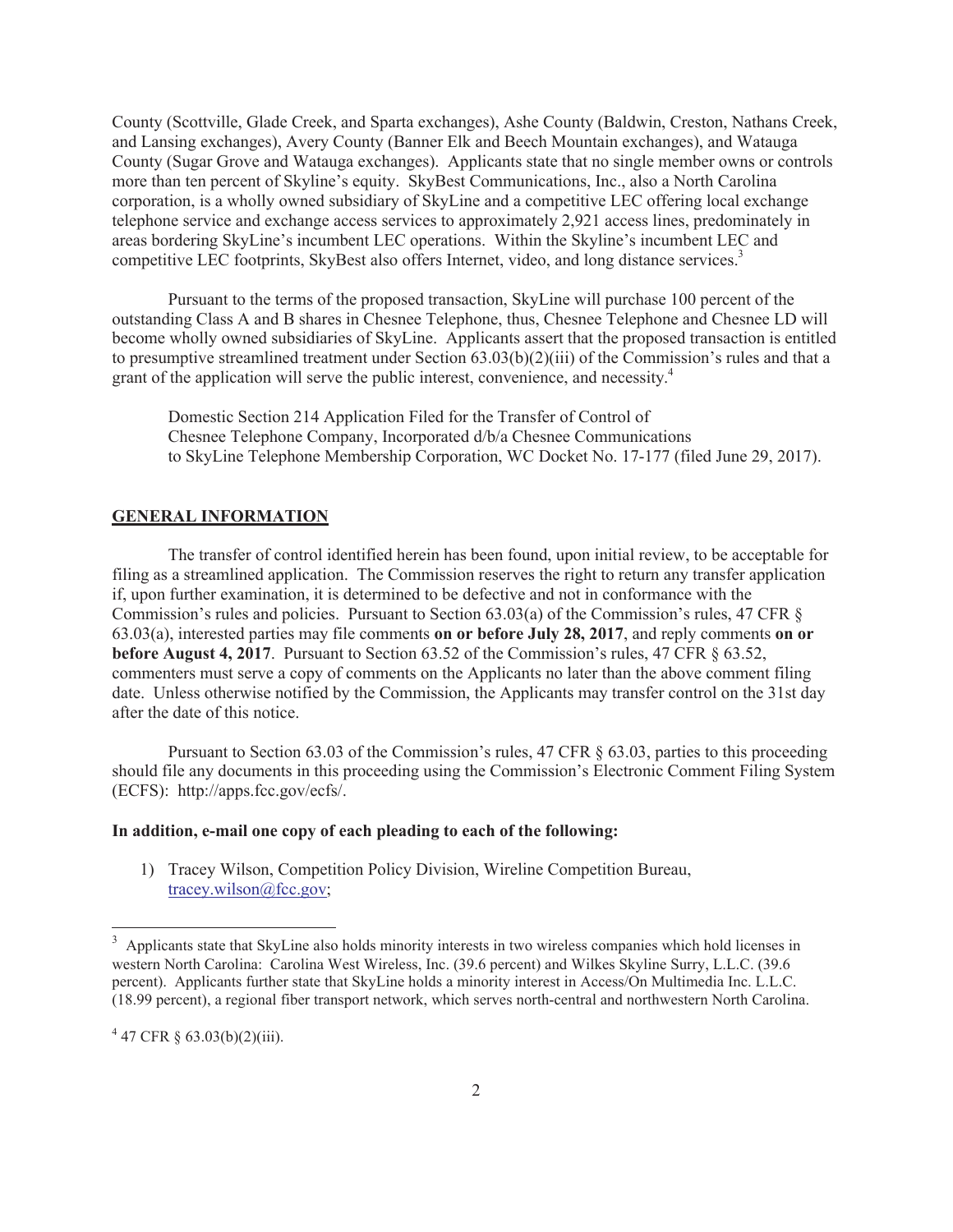County (Scottville, Glade Creek, and Sparta exchanges), Ashe County (Baldwin, Creston, Nathans Creek, and Lansing exchanges), Avery County (Banner Elk and Beech Mountain exchanges), and Watauga County (Sugar Grove and Watauga exchanges). Applicants state that no single member owns or controls more than ten percent of Skyline's equity. SkyBest Communications, Inc., also a North Carolina corporation, is a wholly owned subsidiary of SkyLine and a competitive LEC offering local exchange telephone service and exchange access services to approximately 2,921 access lines, predominately in areas bordering SkyLine's incumbent LEC operations. Within the Skyline's incumbent LEC and competitive LEC footprints, SkyBest also offers Internet, video, and long distance services.[3]

Pursuant to the terms of the proposed transaction, SkyLine will purchase 100 percent of the outstanding Class A and B shares in Chesnee Telephone, thus, Chesnee Telephone and Chesnee LD will become wholly owned subsidiaries of SkyLine. Applicants assert that the proposed transaction is entitled to presumptive streamlined treatment under Section 63.03(b)(2)(iii) of the Commission's rules and that a grant of the application will serve the public interest, convenience, and necessity.[4]

Domestic Section 214 Application Filed for the Transfer of Control of Chesnee Telephone Company, Incorporated d/b/a Chesnee Communications to SkyLine Telephone Membership Corporation, WC Docket No. 17-177 (filed June 29, 2017).

## GENERAL INFORMATION

The transfer of control identified herein has been found, upon initial review, to be acceptable for filing as a streamlined application. The Commission reserves the right to return any transfer application if, upon further examination, it is determined to be defective and not in conformance with the Commission's rules and policies. Pursuant to Section 63.03(a) of the Commission's rules, 47 CFR § 63.03(a), interested parties may file comments **on or before July 28, 2017**, and reply comments **on or before August 4, 2017**. Pursuant to Section 63.52 of the Commission's rules, 47 CFR § 63.52, commenters must serve a copy of comments on the Applicants no later than the above comment filing date. Unless otherwise notified by the Commission, the Applicants may transfer control on the 31st day after the date of this notice.

Pursuant to Section 63.03 of the Commission's rules, 47 CFR § 63.03, parties to this proceeding should file any documents in this proceeding using the Commission's Electronic Comment Filing System (ECFS): http://apps.fcc.gov/ecfs/.

**In addition, e-mail one copy of each pleading to each of the following:**

1) Tracey Wilson, Competition Policy Division, Wireline Competition Bureau, tracey.wilson@fcc.gov;

---

[3] Applicants state that SkyLine also holds minority interests in two wireless companies which hold licenses in western North Carolina: Carolina West Wireless, Inc. (39.6 percent) and Wilkes Skyline Surry, L.L.C. (39.6 percent). Applicants further state that SkyLine holds a minority interest in Access/On Multimedia Inc. L.L.C. (18.99 percent), a regional fiber transport network, which serves north-central and northwestern North Carolina.

[4] 47 CFR § 63.03(b)(2)(iii).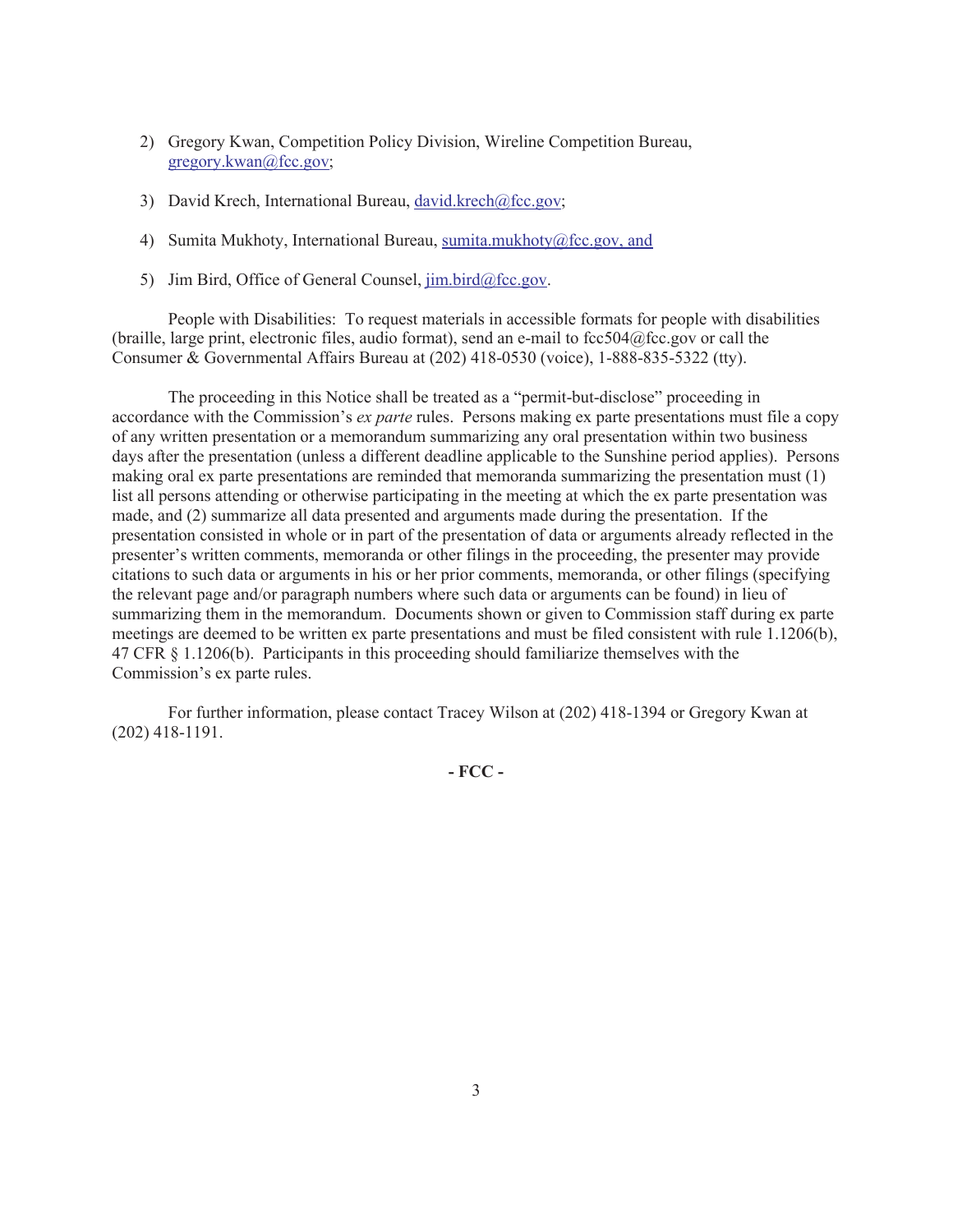2) Gregory Kwan, Competition Policy Division, Wireline Competition Bureau, gregory.kwan@fcc.gov;

3) David Krech, International Bureau, david.krech@fcc.gov;

4) Sumita Mukhoty, International Bureau, sumita.mukhoty@fcc.gov, and

5) Jim Bird, Office of General Counsel, jim.bird@fcc.gov.

People with Disabilities: To request materials in accessible formats for people with disabilities (braille, large print, electronic files, audio format), send an e-mail to fcc504@fcc.gov or call the Consumer & Governmental Affairs Bureau at (202) 418-0530 (voice), 1-888-835-5322 (tty).

The proceeding in this Notice shall be treated as a "permit-but-disclose" proceeding in accordance with the Commission's *ex parte* rules. Persons making ex parte presentations must file a copy of any written presentation or a memorandum summarizing any oral presentation within two business days after the presentation (unless a different deadline applicable to the Sunshine period applies). Persons making oral ex parte presentations are reminded that memoranda summarizing the presentation must (1) list all persons attending or otherwise participating in the meeting at which the ex parte presentation was made, and (2) summarize all data presented and arguments made during the presentation. If the presentation consisted in whole or in part of the presentation of data or arguments already reflected in the presenter's written comments, memoranda or other filings in the proceeding, the presenter may provide citations to such data or arguments in his or her prior comments, memoranda, or other filings (specifying the relevant page and/or paragraph numbers where such data or arguments can be found) in lieu of summarizing them in the memorandum. Documents shown or given to Commission staff during ex parte meetings are deemed to be written ex parte presentations and must be filed consistent with rule 1.1206(b), 47 CFR § 1.1206(b). Participants in this proceeding should familiarize themselves with the Commission's ex parte rules.

For further information, please contact Tracey Wilson at (202) 418-1394 or Gregory Kwan at (202) 418-1191.

**- FCC -**